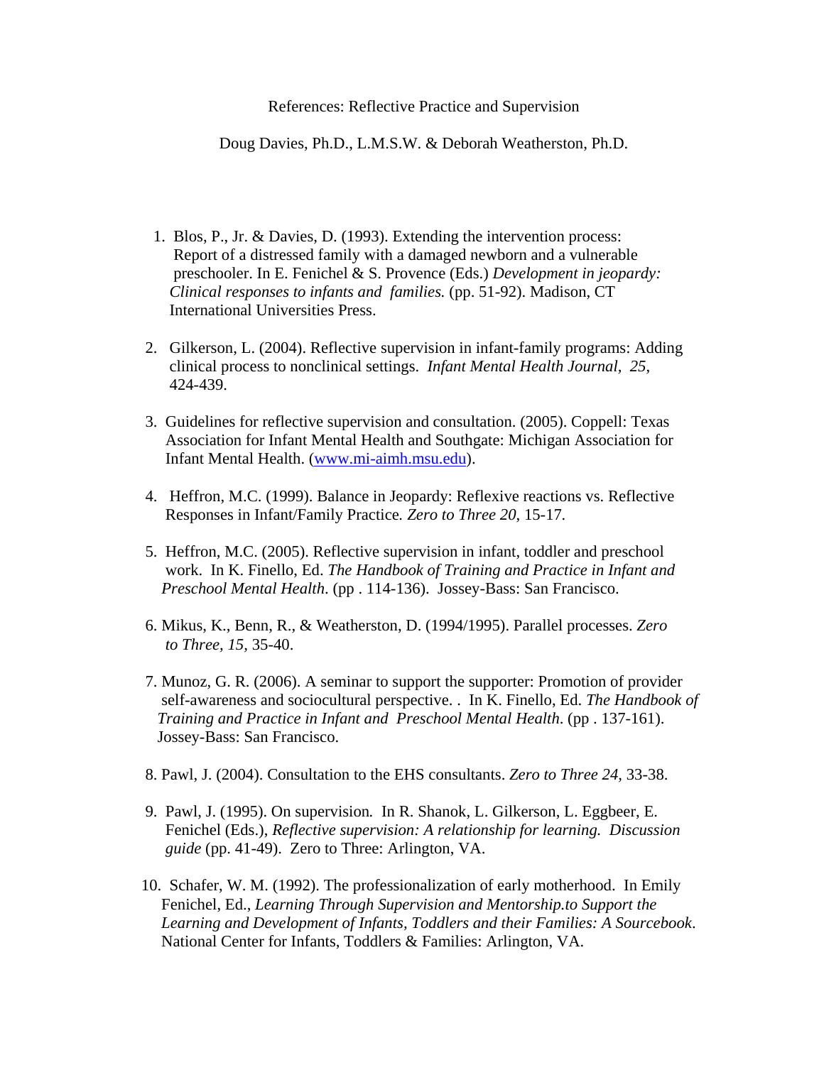References: Reflective Practice and Supervision

Doug Davies, Ph.D., L.M.S.W. & Deborah Weatherston, Ph.D.

1. Blos, P., Jr. & Davies, D. (1993). Extending the intervention process: Report of a distressed family with a damaged newborn and a vulnerable preschooler. In E. Fenichel & S. Provence (Eds.) *Development in jeopardy: Clinical responses to infants and families.* (pp. 51-92). Madison, CT International Universities Press.

2. Gilkerson, L. (2004). Reflective supervision in infant-family programs: Adding clinical process to nonclinical settings. *Infant Mental Health Journal, 25*, 424-439.

3. Guidelines for reflective supervision and consultation. (2005). Coppell: Texas Association for Infant Mental Health and Southgate: Michigan Association for Infant Mental Health. (www.mi-aimh.msu.edu).

4. Heffron, M.C. (1999). Balance in Jeopardy: Reflexive reactions vs. Reflective Responses in Infant/Family Practice. *Zero to Three 20*, 15-17.

5. Heffron, M.C. (2005). Reflective supervision in infant, toddler and preschool work. In K. Finello, Ed. *The Handbook of Training and Practice in Infant and Preschool Mental Health*. (pp . 114-136). Jossey-Bass: San Francisco.

6. Mikus, K., Benn, R., & Weatherston, D. (1994/1995). Parallel processes. *Zero to Three, 15,* 35-40.

7. Munoz, G. R. (2006). A seminar to support the supporter: Promotion of provider self-awareness and sociocultural perspective. . In K. Finello, Ed. *The Handbook of Training and Practice in Infant and Preschool Mental Health*. (pp . 137-161). Jossey-Bass: San Francisco.

8. Pawl, J. (2004). Consultation to the EHS consultants. *Zero to Three 24,* 33-38.

9. Pawl, J. (1995). On supervision*.* In R. Shanok, L. Gilkerson, L. Eggbeer, E. Fenichel (Eds.), *Reflective supervision: A relationship for learning. Discussion guide* (pp. 41-49). Zero to Three: Arlington, VA.

10. Schafer, W. M. (1992). The professionalization of early motherhood. In Emily Fenichel, Ed., *Learning Through Supervision and Mentorship.to Support the Learning and Development of Infants, Toddlers and their Families: A Sourcebook*. National Center for Infants, Toddlers & Families: Arlington, VA.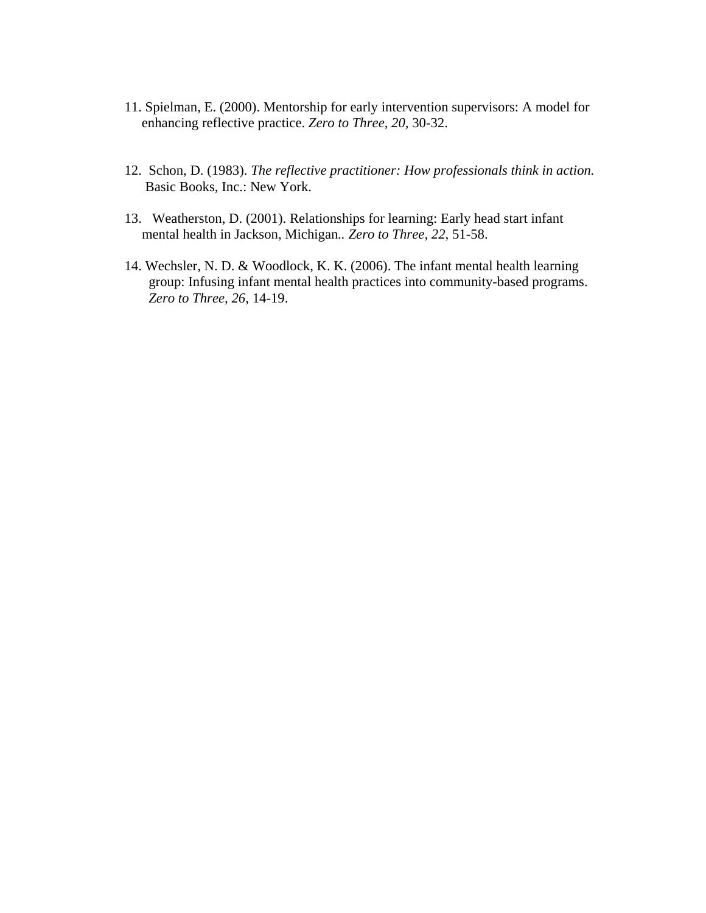11. Spielman, E. (2000). Mentorship for early intervention supervisors: A model for enhancing reflective practice. *Zero to Three, 20,* 30-32.

12. Schon, D. (1983). *The reflective practitioner: How professionals think in action.* Basic Books, Inc.: New York.

13. Weatherston, D. (2001). Relationships for learning: Early head start infant mental health in Jackson, Michigan.. *Zero to Three, 22,* 51-58.

14. Wechsler, N. D. & Woodlock, K. K. (2006). The infant mental health learning group: Infusing infant mental health practices into community-based programs. *Zero to Three, 26,* 14-19.